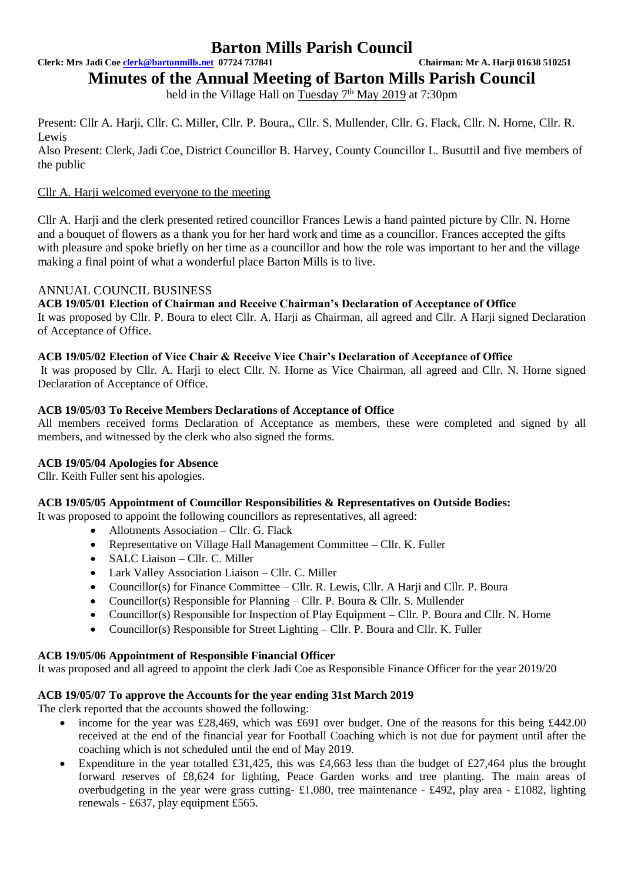# Barton Mills Parish Council

**Clerk: Mrs Jadi Coe clerk@bartonmills.net 07724 737841** **Chairman: Mr A. Harji 01638 510251**

## Minutes of the Annual Meeting of Barton Mills Parish Council

held in the Village Hall on Tuesday 7th May 2019 at 7:30pm

Present: Cllr A. Harji, Cllr. C. Miller, Cllr. P. Boura,, Cllr. S. Mullender, Cllr. G. Flack, Cllr. N. Horne, Cllr. R. Lewis

Also Present: Clerk, Jadi Coe, District Councillor B. Harvey, County Councillor L. Busuttil and five members of the public

Cllr A. Harji welcomed everyone to the meeting

Cllr A. Harji and the clerk presented retired councillor Frances Lewis a hand painted picture by Cllr. N. Horne and a bouquet of flowers as a thank you for her hard work and time as a councillor. Frances accepted the gifts with pleasure and spoke briefly on her time as a councillor and how the role was important to her and the village making a final point of what a wonderful place Barton Mills is to live.

### ANNUAL COUNCIL BUSINESS

**ACB 19/05/01 Election of Chairman and Receive Chairman's Declaration of Acceptance of Office**

It was proposed by Cllr. P. Boura to elect Cllr. A. Harji as Chairman, all agreed and Cllr. A Harji signed Declaration of Acceptance of Office.

**ACB 19/05/02 Election of Vice Chair & Receive Vice Chair's Declaration of Acceptance of Office**

It was proposed by Cllr. A. Harji to elect Cllr. N. Horne as Vice Chairman, all agreed and Cllr. N. Horne signed Declaration of Acceptance of Office.

**ACB 19/05/03 To Receive Members Declarations of Acceptance of Office**

All members received forms Declaration of Acceptance as members, these were completed and signed by all members, and witnessed by the clerk who also signed the forms.

**ACB 19/05/04 Apologies for Absence**

Cllr. Keith Fuller sent his apologies.

**ACB 19/05/05 Appointment of Councillor Responsibilities & Representatives on Outside Bodies:**

It was proposed to appoint the following councillors as representatives, all agreed:

- Allotments Association – Cllr. G. Flack
- Representative on Village Hall Management Committee – Cllr. K. Fuller
- SALC Liaison – Cllr. C. Miller
- Lark Valley Association Liaison – Cllr. C. Miller
- Councillor(s) for Finance Committee – Cllr. R. Lewis, Cllr. A Harji and Cllr. P. Boura
- Councillor(s) Responsible for Planning – Cllr. P. Boura & Cllr. S. Mullender
- Councillor(s) Responsible for Inspection of Play Equipment – Cllr. P. Boura and Cllr. N. Horne
- Councillor(s) Responsible for Street Lighting – Cllr. P. Boura and Cllr. K. Fuller

**ACB 19/05/06 Appointment of Responsible Financial Officer**

It was proposed and all agreed to appoint the clerk Jadi Coe as Responsible Finance Officer for the year 2019/20

**ACB 19/05/07 To approve the Accounts for the year ending 31st March 2019**

The clerk reported that the accounts showed the following:

- income for the year was £28,469, which was £691 over budget. One of the reasons for this being £442.00 received at the end of the financial year for Football Coaching which is not due for payment until after the coaching which is not scheduled until the end of May 2019.
- Expenditure in the year totalled £31,425, this was £4,663 less than the budget of £27,464 plus the brought forward reserves of £8,624 for lighting, Peace Garden works and tree planting. The main areas of overbudgeting in the year were grass cutting- £1,080, tree maintenance - £492, play area - £1082, lighting renewals - £637, play equipment £565.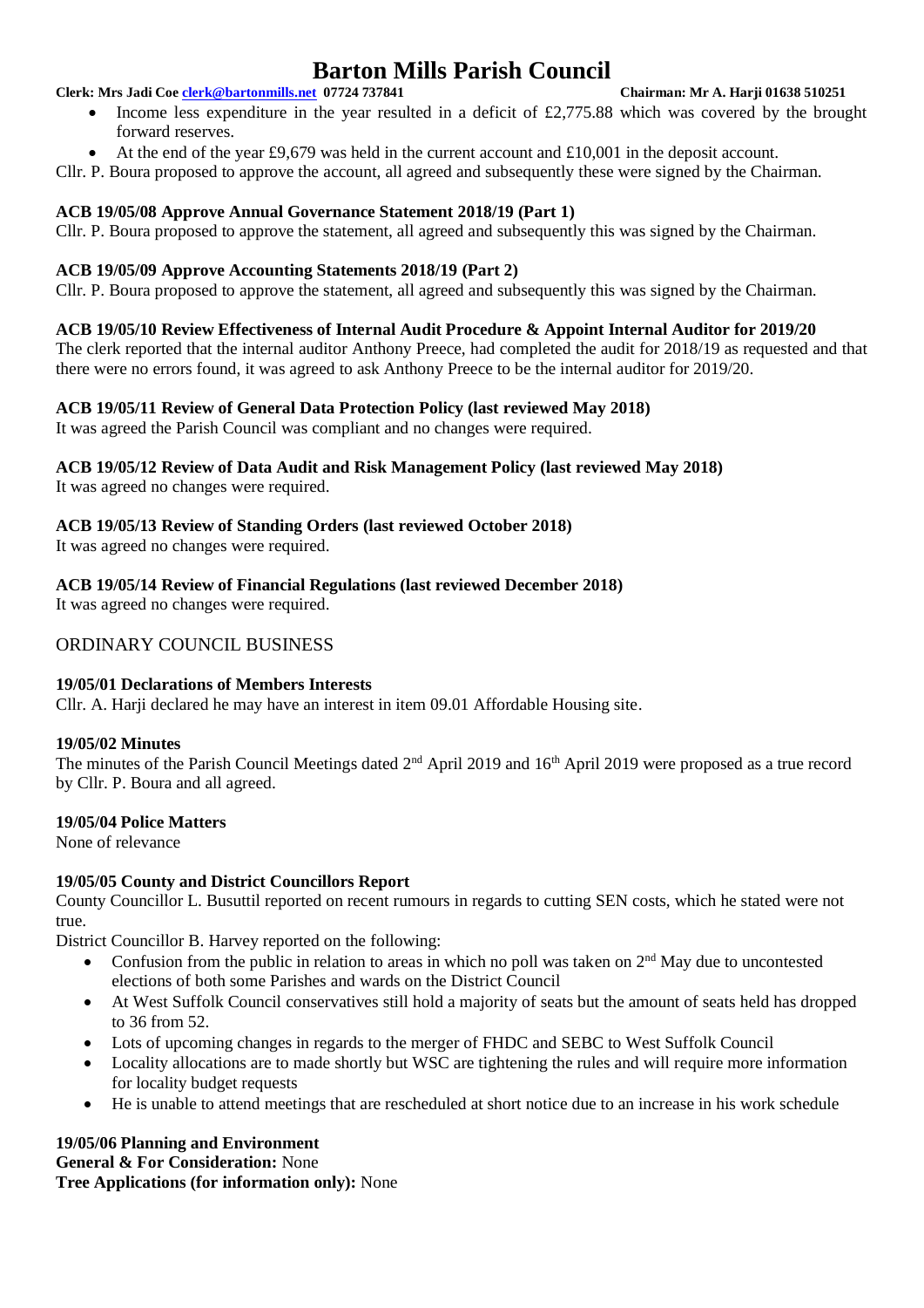- Income less expenditure in the year resulted in a deficit of £2,775.88 which was covered by the brought forward reserves.
- At the end of the year £9,679 was held in the current account and £10,001 in the deposit account.

Cllr. P. Boura proposed to approve the account, all agreed and subsequently these were signed by the Chairman.

**ACB 19/05/08 Approve Annual Governance Statement 2018/19 (Part 1)**

Cllr. P. Boura proposed to approve the statement, all agreed and subsequently this was signed by the Chairman.

**ACB 19/05/09 Approve Accounting Statements 2018/19 (Part 2)**

Cllr. P. Boura proposed to approve the statement, all agreed and subsequently this was signed by the Chairman.

**ACB 19/05/10 Review Effectiveness of Internal Audit Procedure & Appoint Internal Auditor for 2019/20**

The clerk reported that the internal auditor Anthony Preece, had completed the audit for 2018/19 as requested and that there were no errors found, it was agreed to ask Anthony Preece to be the internal auditor for 2019/20.

**ACB 19/05/11 Review of General Data Protection Policy (last reviewed May 2018)**

It was agreed the Parish Council was compliant and no changes were required.

**ACB 19/05/12 Review of Data Audit and Risk Management Policy (last reviewed May 2018)**

It was agreed no changes were required.

**ACB 19/05/13 Review of Standing Orders (last reviewed October 2018)**

It was agreed no changes were required.

**ACB 19/05/14 Review of Financial Regulations (last reviewed December 2018)**

It was agreed no changes were required.

## ORDINARY COUNCIL BUSINESS

**19/05/01 Declarations of Members Interests**

Cllr. A. Harji declared he may have an interest in item 09.01 Affordable Housing site.

**19/05/02 Minutes**

The minutes of the Parish Council Meetings dated 2nd April 2019 and 16th April 2019 were proposed as a true record by Cllr. P. Boura and all agreed.

**19/05/04 Police Matters**

None of relevance

**19/05/05 County and District Councillors Report**

County Councillor L. Busuttil reported on recent rumours in regards to cutting SEN costs, which he stated were not true.

District Councillor B. Harvey reported on the following:

- Confusion from the public in relation to areas in which no poll was taken on 2nd May due to uncontested elections of both some Parishes and wards on the District Council
- At West Suffolk Council conservatives still hold a majority of seats but the amount of seats held has dropped to 36 from 52.
- Lots of upcoming changes in regards to the merger of FHDC and SEBC to West Suffolk Council
- Locality allocations are to made shortly but WSC are tightening the rules and will require more information for locality budget requests
- He is unable to attend meetings that are rescheduled at short notice due to an increase in his work schedule

**19/05/06 Planning and Environment**

**General & For Consideration:** None

**Tree Applications (for information only):** None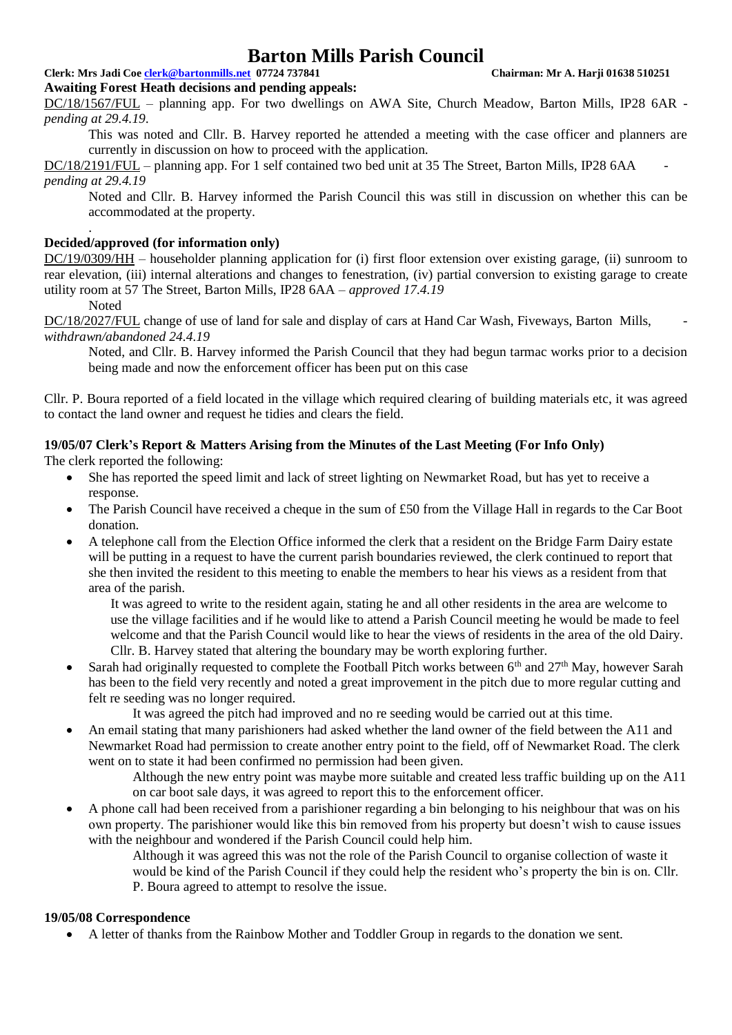# Barton Mills Parish Council

**Clerk: Mrs Jadi Coe clerk@bartonmills.net 07724 737841** **Chairman: Mr A. Harji 01638 510251**

**Awaiting Forest Heath decisions and pending appeals:**

DC/18/1567/FUL – planning app. For two dwellings on AWA Site, Church Meadow, Barton Mills, IP28 6AR - *pending at 29.4.19*.

This was noted and Cllr. B. Harvey reported he attended a meeting with the case officer and planners are currently in discussion on how to proceed with the application.

DC/18/2191/FUL – planning app. For 1 self contained two bed unit at 35 The Street, Barton Mills, IP28 6AA - *pending at 29.4.19*

Noted and Cllr. B. Harvey informed the Parish Council this was still in discussion on whether this can be accommodated at the property.

.

**Decided/approved (for information only)**

DC/19/0309/HH – householder planning application for (i) first floor extension over existing garage, (ii) sunroom to rear elevation, (iii) internal alterations and changes to fenestration, (iv) partial conversion to existing garage to create utility room at 57 The Street, Barton Mills, IP28 6AA – *approved 17.4.19*

Noted

DC/18/2027/FUL change of use of land for sale and display of cars at Hand Car Wash, Fiveways, Barton Mills, - *withdrawn/abandoned 24.4.19*

Noted, and Cllr. B. Harvey informed the Parish Council that they had begun tarmac works prior to a decision being made and now the enforcement officer has been put on this case

Cllr. P. Boura reported of a field located in the village which required clearing of building materials etc, it was agreed to contact the land owner and request he tidies and clears the field.

**19/05/07 Clerk's Report & Matters Arising from the Minutes of the Last Meeting (For Info Only)**

The clerk reported the following:

- She has reported the speed limit and lack of street lighting on Newmarket Road, but has yet to receive a response.
- The Parish Council have received a cheque in the sum of £50 from the Village Hall in regards to the Car Boot donation.
- A telephone call from the Election Office informed the clerk that a resident on the Bridge Farm Dairy estate will be putting in a request to have the current parish boundaries reviewed, the clerk continued to report that she then invited the resident to this meeting to enable the members to hear his views as a resident from that area of the parish.

  It was agreed to write to the resident again, stating he and all other residents in the area are welcome to use the village facilities and if he would like to attend a Parish Council meeting he would be made to feel welcome and that the Parish Council would like to hear the views of residents in the area of the old Dairy. Cllr. B. Harvey stated that altering the boundary may be worth exploring further.
- Sarah had originally requested to complete the Football Pitch works between 6th and 27th May, however Sarah has been to the field very recently and noted a great improvement in the pitch due to more regular cutting and felt re seeding was no longer required.

  It was agreed the pitch had improved and no re seeding would be carried out at this time.
- An email stating that many parishioners had asked whether the land owner of the field between the A11 and Newmarket Road had permission to create another entry point to the field, off of Newmarket Road. The clerk went on to state it had been confirmed no permission had been given.

  Although the new entry point was maybe more suitable and created less traffic building up on the A11 on car boot sale days, it was agreed to report this to the enforcement officer.
- A phone call had been received from a parishioner regarding a bin belonging to his neighbour that was on his own property. The parishioner would like this bin removed from his property but doesn't wish to cause issues with the neighbour and wondered if the Parish Council could help him.

  Although it was agreed this was not the role of the Parish Council to organise collection of waste it would be kind of the Parish Council if they could help the resident who's property the bin is on. Cllr. P. Boura agreed to attempt to resolve the issue.

**19/05/08 Correspondence**

- A letter of thanks from the Rainbow Mother and Toddler Group in regards to the donation we sent.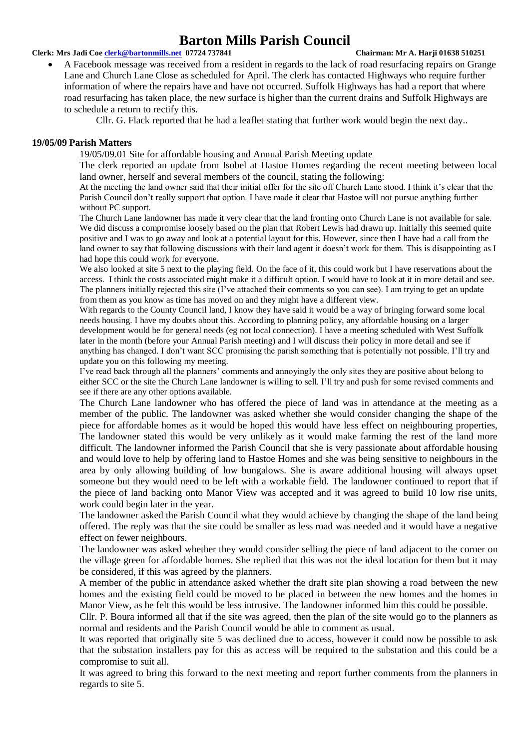- A Facebook message was received from a resident in regards to the lack of road resurfacing repairs on Grange Lane and Church Lane Close as scheduled for April. The clerk has contacted Highways who require further information of where the repairs have and have not occurred. Suffolk Highways has had a report that where road resurfacing has taken place, the new surface is higher than the current drains and Suffolk Highways are to schedule a return to rectify this.

  Cllr. G. Flack reported that he had a leaflet stating that further work would begin the next day..

**19/05/09 Parish Matters**

19/05/09.01 Site for affordable housing and Annual Parish Meeting update

The clerk reported an update from Isobel at Hastoe Homes regarding the recent meeting between local land owner, herself and several members of the council, stating the following:

At the meeting the land owner said that their initial offer for the site off Church Lane stood. I think it's clear that the Parish Council don't really support that option. I have made it clear that Hastoe will not pursue anything further without PC support.

The Church Lane landowner has made it very clear that the land fronting onto Church Lane is not available for sale. We did discuss a compromise loosely based on the plan that Robert Lewis had drawn up. Initially this seemed quite positive and I was to go away and look at a potential layout for this. However, since then I have had a call from the land owner to say that following discussions with their land agent it doesn't work for them. This is disappointing as I had hope this could work for everyone.

We also looked at site 5 next to the playing field. On the face of it, this could work but I have reservations about the access. I think the costs associated might make it a difficult option. I would have to look at it in more detail and see. The planners initially rejected this site (I've attached their comments so you can see). I am trying to get an update from them as you know as time has moved on and they might have a different view.

With regards to the County Council land, I know they have said it would be a way of bringing forward some local needs housing. I have my doubts about this. According to planning policy, any affordable housing on a larger development would be for general needs (eg not local connection). I have a meeting scheduled with West Suffolk later in the month (before your Annual Parish meeting) and I will discuss their policy in more detail and see if anything has changed. I don't want SCC promising the parish something that is potentially not possible. I'll try and update you on this following my meeting.

I've read back through all the planners' comments and annoyingly the only sites they are positive about belong to either SCC or the site the Church Lane landowner is willing to sell. I'll try and push for some revised comments and see if there are any other options available.

The Church Lane landowner who has offered the piece of land was in attendance at the meeting as a member of the public. The landowner was asked whether she would consider changing the shape of the piece for affordable homes as it would be hoped this would have less effect on neighbouring properties, The landowner stated this would be very unlikely as it would make farming the rest of the land more difficult. The landowner informed the Parish Council that she is very passionate about affordable housing and would love to help by offering land to Hastoe Homes and she was being sensitive to neighbours in the area by only allowing building of low bungalows. She is aware additional housing will always upset someone but they would need to be left with a workable field. The landowner continued to report that if the piece of land backing onto Manor View was accepted and it was agreed to build 10 low rise units, work could begin later in the year.

The landowner asked the Parish Council what they would achieve by changing the shape of the land being offered. The reply was that the site could be smaller as less road was needed and it would have a negative effect on fewer neighbours.

The landowner was asked whether they would consider selling the piece of land adjacent to the corner on the village green for affordable homes. She replied that this was not the ideal location for them but it may be considered, if this was agreed by the planners.

A member of the public in attendance asked whether the draft site plan showing a road between the new homes and the existing field could be moved to be placed in between the new homes and the homes in Manor View, as he felt this would be less intrusive. The landowner informed him this could be possible.

Cllr. P. Boura informed all that if the site was agreed, then the plan of the site would go to the planners as normal and residents and the Parish Council would be able to comment as usual.

It was reported that originally site 5 was declined due to access, however it could now be possible to ask that the substation installers pay for this as access will be required to the substation and this could be a compromise to suit all.

It was agreed to bring this forward to the next meeting and report further comments from the planners in regards to site 5.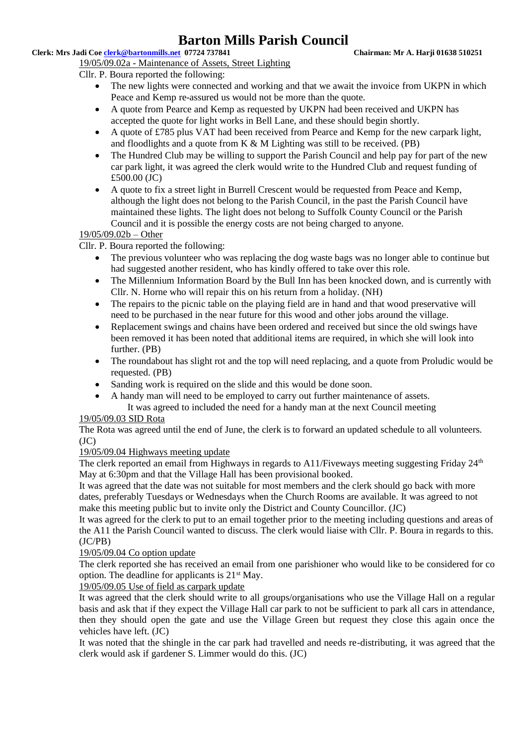19/05/09.02a - Maintenance of Assets, Street Lighting

Cllr. P. Boura reported the following:

- The new lights were connected and working and that we await the invoice from UKPN in which Peace and Kemp re-assured us would not be more than the quote.
- A quote from Pearce and Kemp as requested by UKPN had been received and UKPN has accepted the quote for light works in Bell Lane, and these should begin shortly.
- A quote of £785 plus VAT had been received from Pearce and Kemp for the new carpark light, and floodlights and a quote from K & M Lighting was still to be received. (PB)
- The Hundred Club may be willing to support the Parish Council and help pay for part of the new car park light, it was agreed the clerk would write to the Hundred Club and request funding of £500.00 (JC)
- A quote to fix a street light in Burrell Crescent would be requested from Peace and Kemp, although the light does not belong to the Parish Council, in the past the Parish Council have maintained these lights. The light does not belong to Suffolk County Council or the Parish Council and it is possible the energy costs are not being charged to anyone.

19/05/09.02b – Other

Cllr. P. Boura reported the following:

- The previous volunteer who was replacing the dog waste bags was no longer able to continue but had suggested another resident, who has kindly offered to take over this role.
- The Millennium Information Board by the Bull Inn has been knocked down, and is currently with Cllr. N. Horne who will repair this on his return from a holiday. (NH)
- The repairs to the picnic table on the playing field are in hand and that wood preservative will need to be purchased in the near future for this wood and other jobs around the village.
- Replacement swings and chains have been ordered and received but since the old swings have been removed it has been noted that additional items are required, in which she will look into further. (PB)
- The roundabout has slight rot and the top will need replacing, and a quote from Proludic would be requested. (PB)
- Sanding work is required on the slide and this would be done soon.
- A handy man will need to be employed to carry out further maintenance of assets.

  It was agreed to included the need for a handy man at the next Council meeting

19/05/09.03 SID Rota

The Rota was agreed until the end of June, the clerk is to forward an updated schedule to all volunteers. (JC)

19/05/09.04 Highways meeting update

The clerk reported an email from Highways in regards to A11/Fiveways meeting suggesting Friday 24th May at 6:30pm and that the Village Hall has been provisional booked.

It was agreed that the date was not suitable for most members and the clerk should go back with more dates, preferably Tuesdays or Wednesdays when the Church Rooms are available. It was agreed to not make this meeting public but to invite only the District and County Councillor. (JC)

It was agreed for the clerk to put to an email together prior to the meeting including questions and areas of the A11 the Parish Council wanted to discuss. The clerk would liaise with Cllr. P. Boura in regards to this. (JC/PB)

19/05/09.04 Co option update

The clerk reported she has received an email from one parishioner who would like to be considered for co option. The deadline for applicants is 21st May.

19/05/09.05 Use of field as carpark update

It was agreed that the clerk should write to all groups/organisations who use the Village Hall on a regular basis and ask that if they expect the Village Hall car park to not be sufficient to park all cars in attendance, then they should open the gate and use the Village Green but request they close this again once the vehicles have left. (JC)

It was noted that the shingle in the car park had travelled and needs re-distributing, it was agreed that the clerk would ask if gardener S. Limmer would do this. (JC)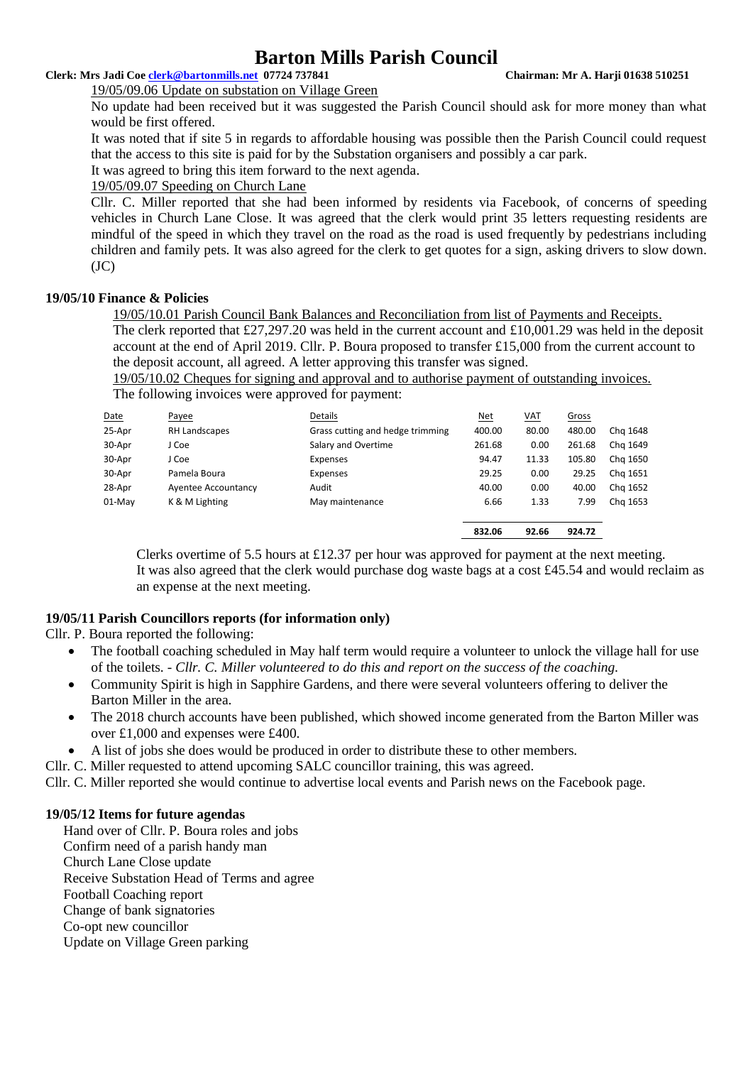19/05/09.06 Update on substation on Village Green

No update had been received but it was suggested the Parish Council should ask for more money than what would be first offered.

It was noted that if site 5 in regards to affordable housing was possible then the Parish Council could request that the access to this site is paid for by the Substation organisers and possibly a car park.

It was agreed to bring this item forward to the next agenda.

19/05/09.07 Speeding on Church Lane

Cllr. C. Miller reported that she had been informed by residents via Facebook, of concerns of speeding vehicles in Church Lane Close. It was agreed that the clerk would print 35 letters requesting residents are mindful of the speed in which they travel on the road as the road is used frequently by pedestrians including children and family pets. It was also agreed for the clerk to get quotes for a sign, asking drivers to slow down. (JC)

### 19/05/10 Finance & Policies

19/05/10.01 Parish Council Bank Balances and Reconciliation from list of Payments and Receipts.

The clerk reported that £27,297.20 was held in the current account and £10,001.29 was held in the deposit account at the end of April 2019. Cllr. P. Boura proposed to transfer £15,000 from the current account to the deposit account, all agreed. A letter approving this transfer was signed.

19/05/10.02 Cheques for signing and approval and to authorise payment of outstanding invoices.

The following invoices were approved for payment:

| Date | Payee | Details | Net | VAT | Gross | |
|---|---|---|---|---|---|---|
| 25-Apr | RH Landscapes | Grass cutting and hedge trimming | 400.00 | 80.00 | 480.00 | Chq 1648 |
| 30-Apr | J Coe | Salary and Overtime | 261.68 | 0.00 | 261.68 | Chq 1649 |
| 30-Apr | J Coe | Expenses | 94.47 | 11.33 | 105.80 | Chq 1650 |
| 30-Apr | Pamela Boura | Expenses | 29.25 | 0.00 | 29.25 | Chq 1651 |
| 28-Apr | Ayentee Accountancy | Audit | 40.00 | 0.00 | 40.00 | Chq 1652 |
| 01-May | K & M Lighting | May maintenance | 6.66 | 1.33 | 7.99 | Chq 1653 |
| | | | **832.06** | **92.66** | **924.72** | |

Clerks overtime of 5.5 hours at £12.37 per hour was approved for payment at the next meeting.
It was also agreed that the clerk would purchase dog waste bags at a cost £45.54 and would reclaim as an expense at the next meeting.

### 19/05/11 Parish Councillors reports (for information only)

Cllr. P. Boura reported the following:

- The football coaching scheduled in May half term would require a volunteer to unlock the village hall for use of the toilets. - *Cllr. C. Miller volunteered to do this and report on the success of the coaching.*
- Community Spirit is high in Sapphire Gardens, and there were several volunteers offering to deliver the Barton Miller in the area.
- The 2018 church accounts have been published, which showed income generated from the Barton Miller was over £1,000 and expenses were £400.
- A list of jobs she does would be produced in order to distribute these to other members.

Cllr. C. Miller requested to attend upcoming SALC councillor training, this was agreed.

Cllr. C. Miller reported she would continue to advertise local events and Parish news on the Facebook page.

### 19/05/12 Items for future agendas

Hand over of Cllr. P. Boura roles and jobs
Confirm need of a parish handy man
Church Lane Close update
Receive Substation Head of Terms and agree
Football Coaching report
Change of bank signatories
Co-opt new councillor
Update on Village Green parking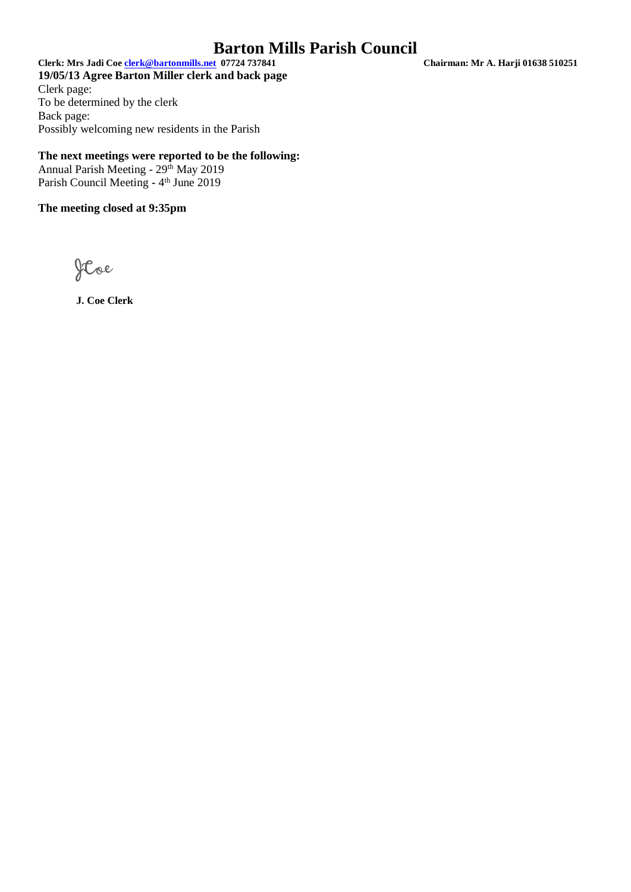# Barton Mills Parish Council

**Clerk: Mrs Jadi Coe clerk@bartonmills.net 07724 737841** **Chairman: Mr A. Harji 01638 510251**

**19/05/13 Agree Barton Miller clerk and back page**

Clerk page:
To be determined by the clerk
Back page:
Possibly welcoming new residents in the Parish

**The next meetings were reported to be the following:**

Annual Parish Meeting - 29th May 2019
Parish Council Meeting - 4th June 2019

**The meeting closed at 9:35pm**

JCoe

**J. Coe Clerk**